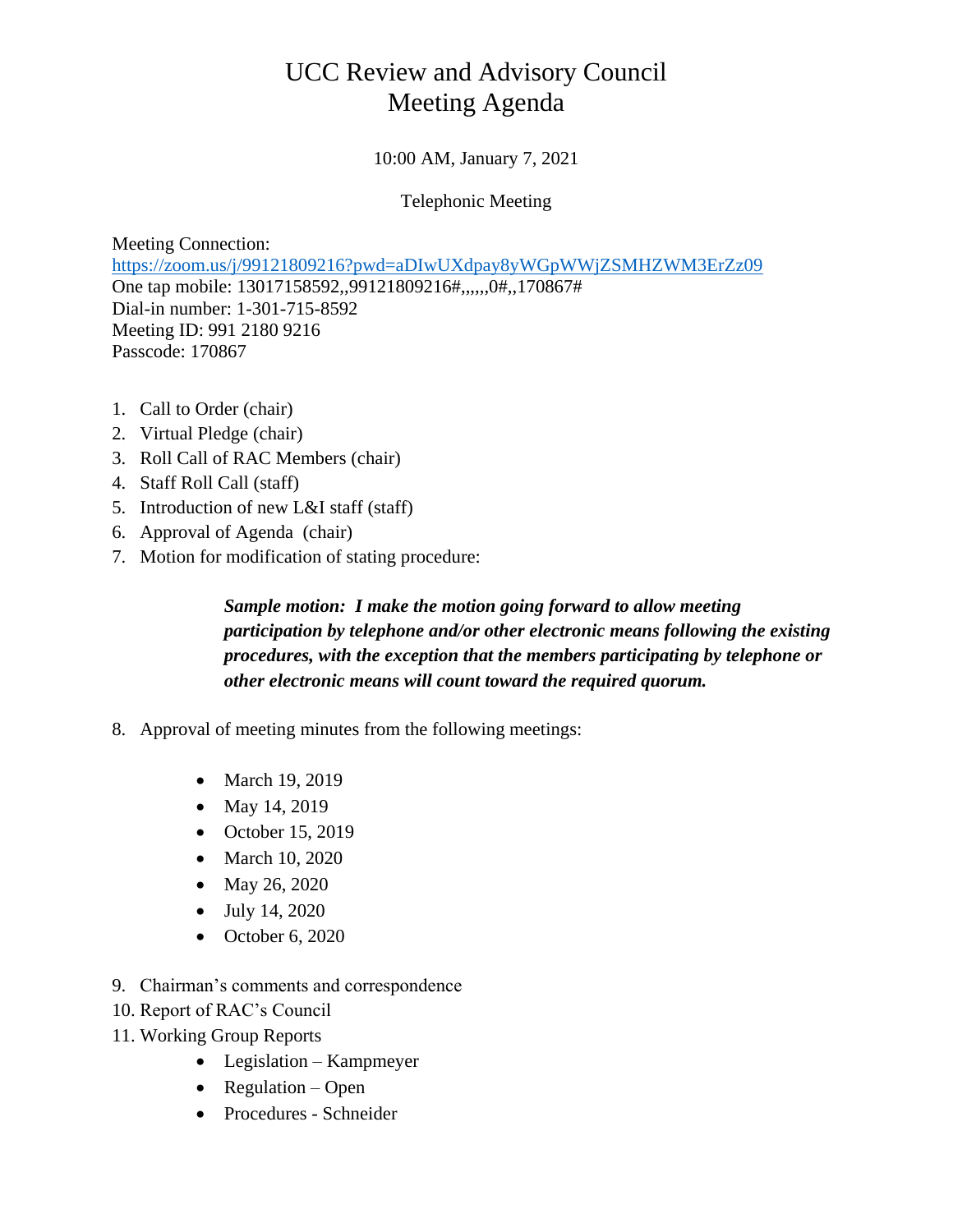# UCC Review and Advisory Council
# Meeting Agenda

10:00 AM, January 7, 2021

Telephonic Meeting

Meeting Connection:
https://zoom.us/j/99121809216?pwd=aDIwUXdpay8yWGpWWjZSMHZWM3ErZz09
One tap mobile: 13017158592,,99121809216#,,,,,,0#,,170867#
Dial-in number: 1-301-715-8592
Meeting ID: 991 2180 9216
Passcode: 170867

1. Call to Order (chair)
2. Virtual Pledge (chair)
3. Roll Call of RAC Members (chair)
4. Staff Roll Call (staff)
5. Introduction of new L&I staff (staff)
6. Approval of Agenda (chair)
7. Motion for modification of stating procedure:

   ***Sample motion: I make the motion going forward to allow meeting participation by telephone and/or other electronic means following the existing procedures, with the exception that the members participating by telephone or other electronic means will count toward the required quorum.***

8. Approval of meeting minutes from the following meetings:
   - March 19, 2019
   - May 14, 2019
   - October 15, 2019
   - March 10, 2020
   - May 26, 2020
   - July 14, 2020
   - October 6, 2020

9. Chairman's comments and correspondence
10. Report of RAC's Council
11. Working Group Reports
    - Legislation – Kampmeyer
    - Regulation – Open
    - Procedures - Schneider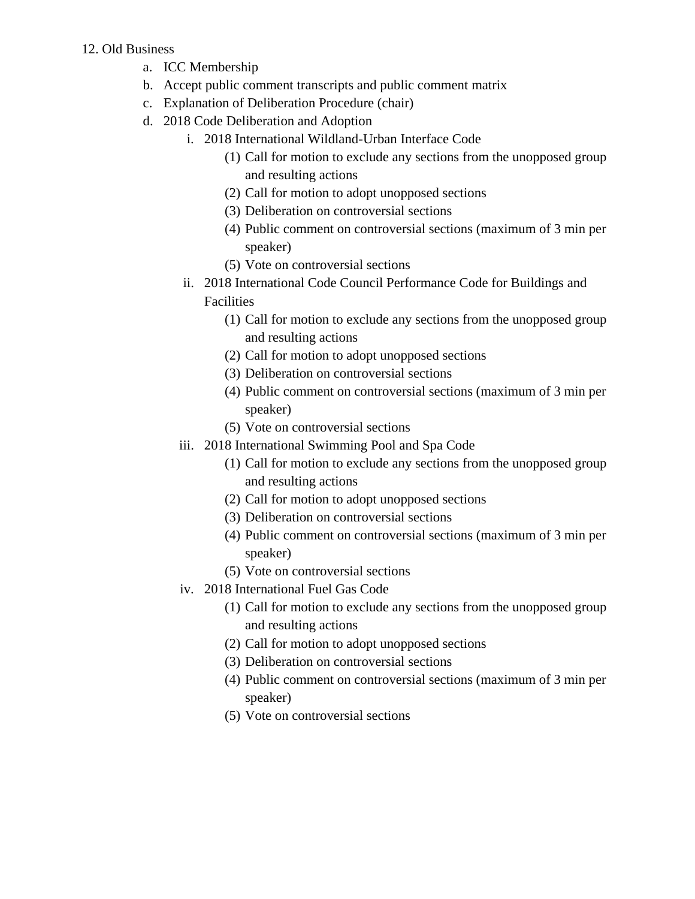12. Old Business
    a. ICC Membership
    b. Accept public comment transcripts and public comment matrix
    c. Explanation of Deliberation Procedure (chair)
    d. 2018 Code Deliberation and Adoption
        i. 2018 International Wildland-Urban Interface Code
            (1) Call for motion to exclude any sections from the unopposed group and resulting actions
            (2) Call for motion to adopt unopposed sections
            (3) Deliberation on controversial sections
            (4) Public comment on controversial sections (maximum of 3 min per speaker)
            (5) Vote on controversial sections
        ii. 2018 International Code Council Performance Code for Buildings and Facilities
            (1) Call for motion to exclude any sections from the unopposed group and resulting actions
            (2) Call for motion to adopt unopposed sections
            (3) Deliberation on controversial sections
            (4) Public comment on controversial sections (maximum of 3 min per speaker)
            (5) Vote on controversial sections
        iii. 2018 International Swimming Pool and Spa Code
            (1) Call for motion to exclude any sections from the unopposed group and resulting actions
            (2) Call for motion to adopt unopposed sections
            (3) Deliberation on controversial sections
            (4) Public comment on controversial sections (maximum of 3 min per speaker)
            (5) Vote on controversial sections
        iv. 2018 International Fuel Gas Code
            (1) Call for motion to exclude any sections from the unopposed group and resulting actions
            (2) Call for motion to adopt unopposed sections
            (3) Deliberation on controversial sections
            (4) Public comment on controversial sections (maximum of 3 min per speaker)
            (5) Vote on controversial sections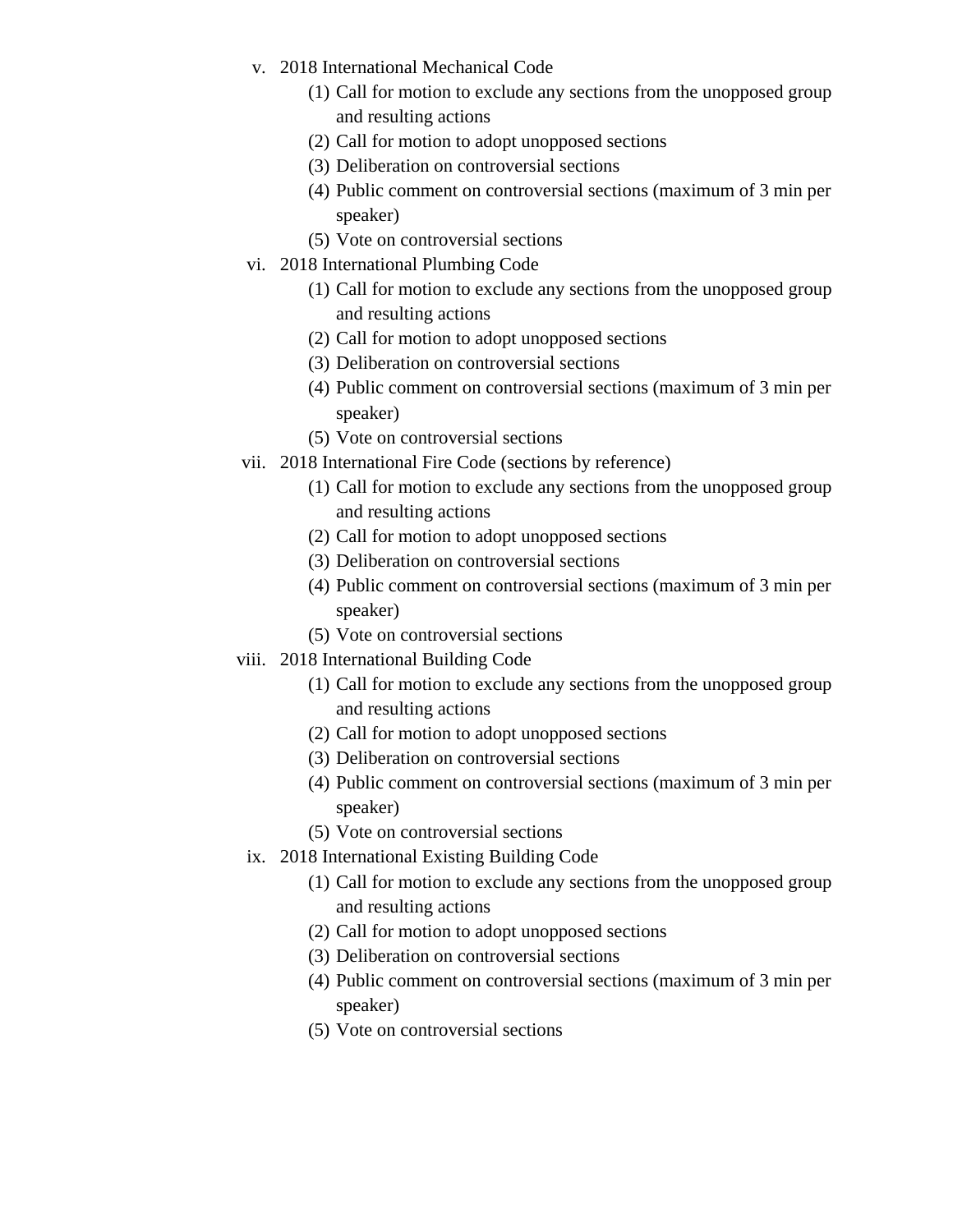v. 2018 International Mechanical Code
   (1) Call for motion to exclude any sections from the unopposed group and resulting actions
   (2) Call for motion to adopt unopposed sections
   (3) Deliberation on controversial sections
   (4) Public comment on controversial sections (maximum of 3 min per speaker)
   (5) Vote on controversial sections

vi. 2018 International Plumbing Code
   (1) Call for motion to exclude any sections from the unopposed group and resulting actions
   (2) Call for motion to adopt unopposed sections
   (3) Deliberation on controversial sections
   (4) Public comment on controversial sections (maximum of 3 min per speaker)
   (5) Vote on controversial sections

vii. 2018 International Fire Code (sections by reference)
   (1) Call for motion to exclude any sections from the unopposed group and resulting actions
   (2) Call for motion to adopt unopposed sections
   (3) Deliberation on controversial sections
   (4) Public comment on controversial sections (maximum of 3 min per speaker)
   (5) Vote on controversial sections

viii. 2018 International Building Code
   (1) Call for motion to exclude any sections from the unopposed group and resulting actions
   (2) Call for motion to adopt unopposed sections
   (3) Deliberation on controversial sections
   (4) Public comment on controversial sections (maximum of 3 min per speaker)
   (5) Vote on controversial sections

ix. 2018 International Existing Building Code
   (1) Call for motion to exclude any sections from the unopposed group and resulting actions
   (2) Call for motion to adopt unopposed sections
   (3) Deliberation on controversial sections
   (4) Public comment on controversial sections (maximum of 3 min per speaker)
   (5) Vote on controversial sections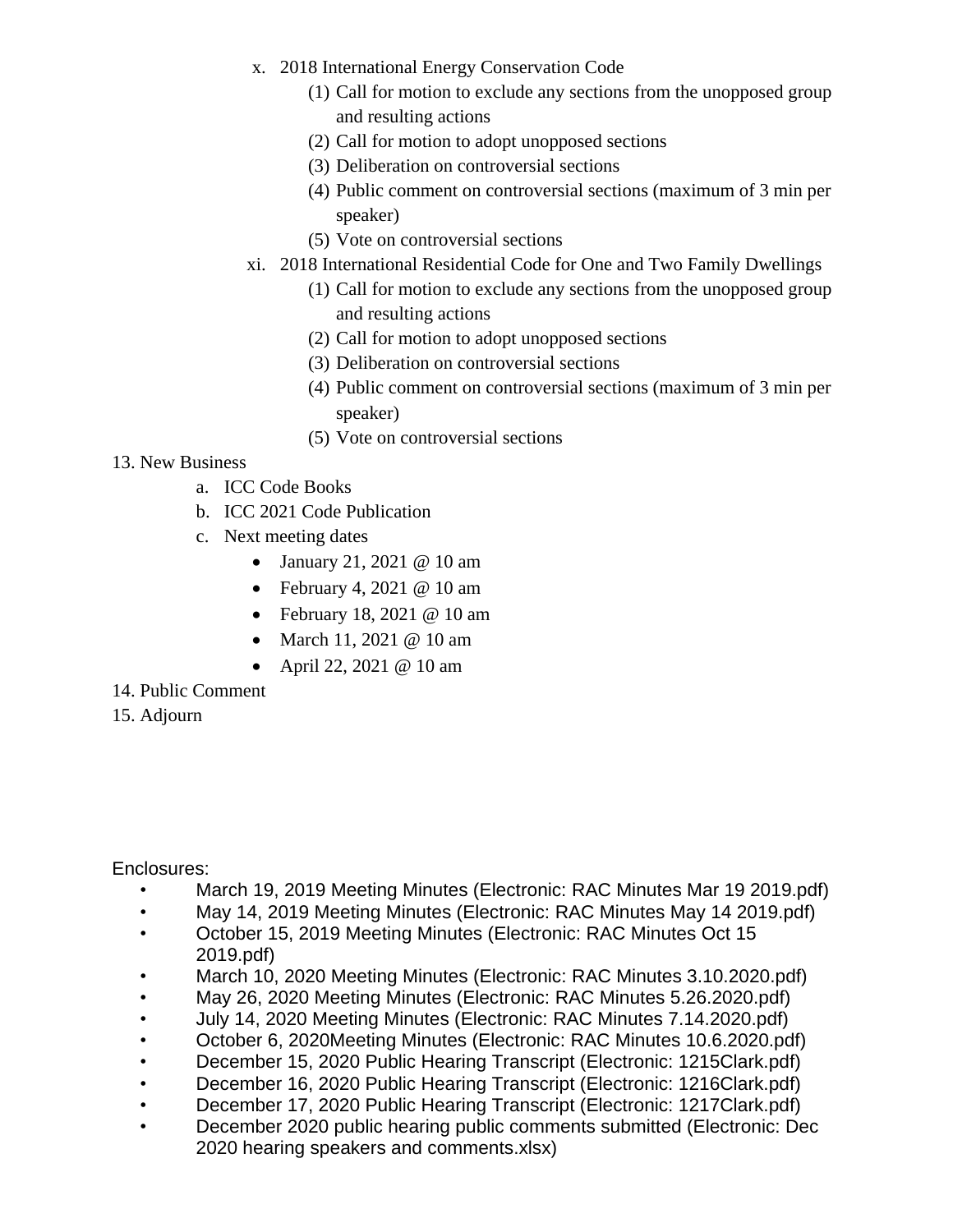x. 2018 International Energy Conservation Code
   1. (1) Call for motion to exclude any sections from the unopposed group and resulting actions
   2. (2) Call for motion to adopt unopposed sections
   3. (3) Deliberation on controversial sections
   4. (4) Public comment on controversial sections (maximum of 3 min per speaker)
   5. (5) Vote on controversial sections

xi. 2018 International Residential Code for One and Two Family Dwellings
   1. (1) Call for motion to exclude any sections from the unopposed group and resulting actions
   2. (2) Call for motion to adopt unopposed sections
   3. (3) Deliberation on controversial sections
   4. (4) Public comment on controversial sections (maximum of 3 min per speaker)
   5. (5) Vote on controversial sections

13. New Business
    a. ICC Code Books
    b. ICC 2021 Code Publication
    c. Next meeting dates
       - January 21, 2021 @ 10 am
       - February 4, 2021 @ 10 am
       - February 18, 2021 @ 10 am
       - March 11, 2021 @ 10 am
       - April 22, 2021 @ 10 am
14. Public Comment
15. Adjourn

Enclosures:

- March 19, 2019 Meeting Minutes (Electronic: RAC Minutes Mar 19 2019.pdf)
- May 14, 2019 Meeting Minutes (Electronic: RAC Minutes May 14 2019.pdf)
- October 15, 2019 Meeting Minutes (Electronic: RAC Minutes Oct 15 2019.pdf)
- March 10, 2020 Meeting Minutes (Electronic: RAC Minutes 3.10.2020.pdf)
- May 26, 2020 Meeting Minutes (Electronic: RAC Minutes 5.26.2020.pdf)
- July 14, 2020 Meeting Minutes (Electronic: RAC Minutes 7.14.2020.pdf)
- October 6, 2020Meeting Minutes (Electronic: RAC Minutes 10.6.2020.pdf)
- December 15, 2020 Public Hearing Transcript (Electronic: 1215Clark.pdf)
- December 16, 2020 Public Hearing Transcript (Electronic: 1216Clark.pdf)
- December 17, 2020 Public Hearing Transcript (Electronic: 1217Clark.pdf)
- December 2020 public hearing public comments submitted (Electronic: Dec 2020 hearing speakers and comments.xlsx)